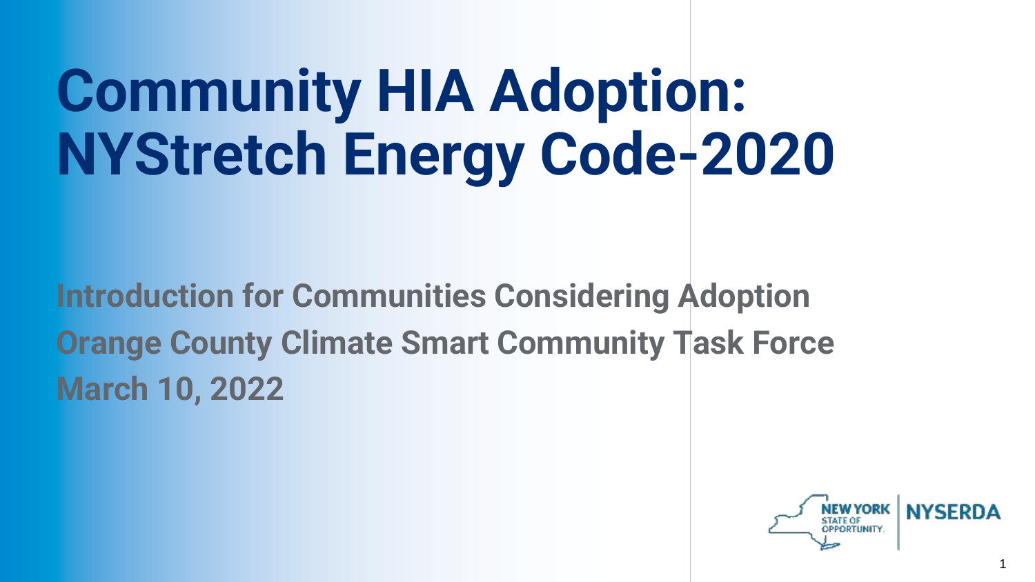# Community HIA Adoption: NYStretch Energy Code-2020

**Introduction for Communities Considering Adoption**

**Orange County Climate Smart Community Task Force**

**March 10, 2022**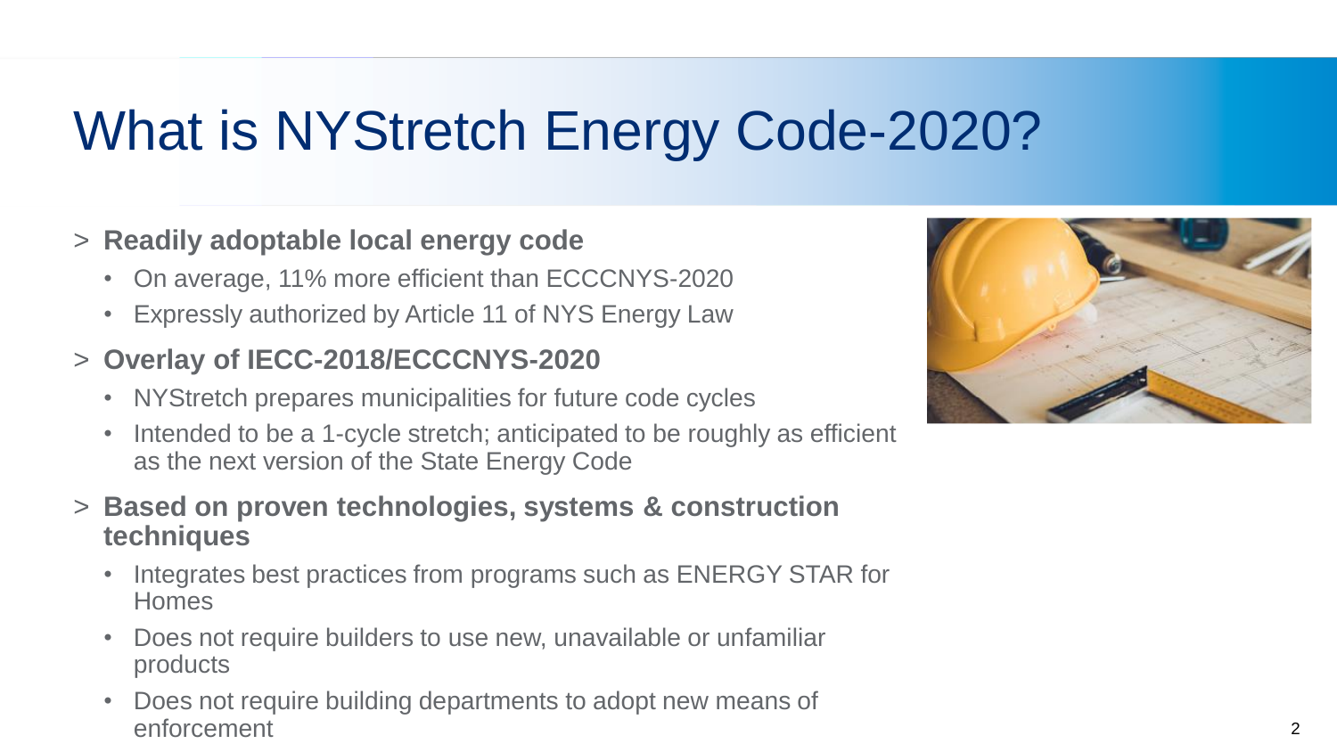# What is NYStretch Energy Code-2020?

> **Readily adoptable local energy code**
- On average, 11% more efficient than ECCCNYS-2020
- Expressly authorized by Article 11 of NYS Energy Law

> **Overlay of IECC-2018/ECCCNYS-2020**
- NYStretch prepares municipalities for future code cycles
- Intended to be a 1-cycle stretch; anticipated to be roughly as efficient as the next version of the State Energy Code

> **Based on proven technologies, systems & construction techniques**
- Integrates best practices from programs such as ENERGY STAR for Homes
- Does not require builders to use new, unavailable or unfamiliar products
- Does not require building departments to adopt new means of enforcement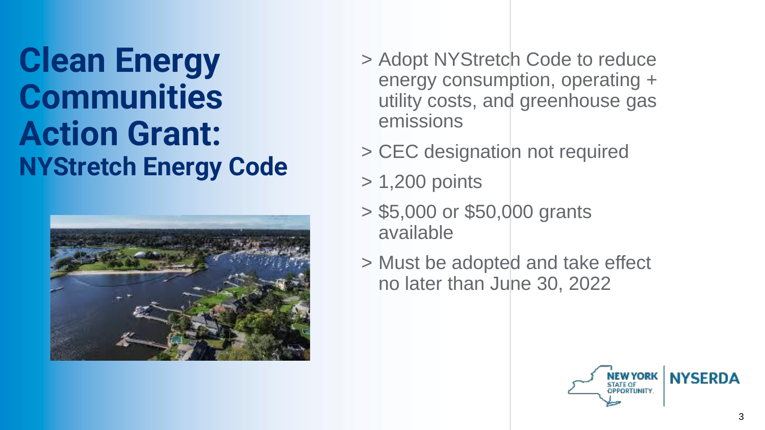# Clean Energy Communities Action Grant:

## NYStretch Energy Code

- Adopt NYStretch Code to reduce energy consumption, operating + utility costs, and greenhouse gas emissions
- CEC designation not required
- 1,200 points
- $5,000 or $50,000 grants available
- Must be adopted and take effect no later than June 30, 2022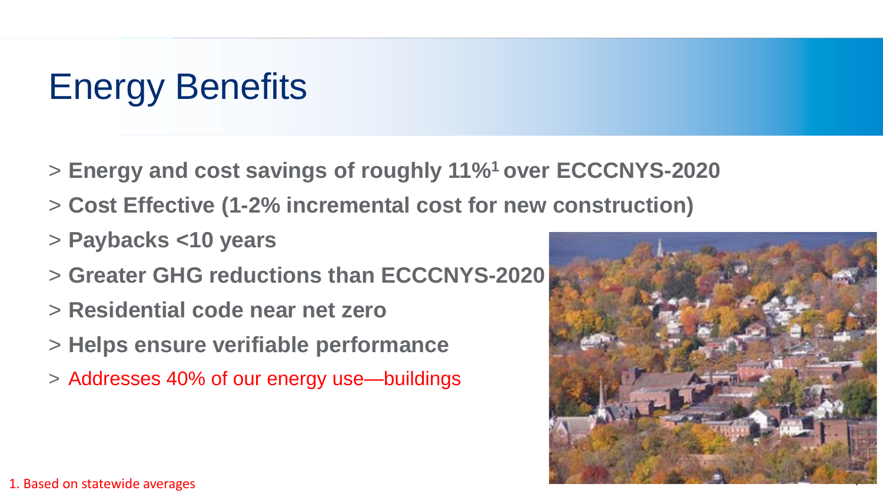# Energy Benefits

- **Energy and cost savings of roughly 11%[1] over ECCCNYS-2020**
- **Cost Effective (1-2% incremental cost for new construction)**
- **Paybacks <10 years**
- **Greater GHG reductions than ECCCNYS-2020**
- **Residential code near net zero**
- **Helps ensure verifiable performance**
- Addresses 40% of our energy use—buildings

1. Based on statewide averages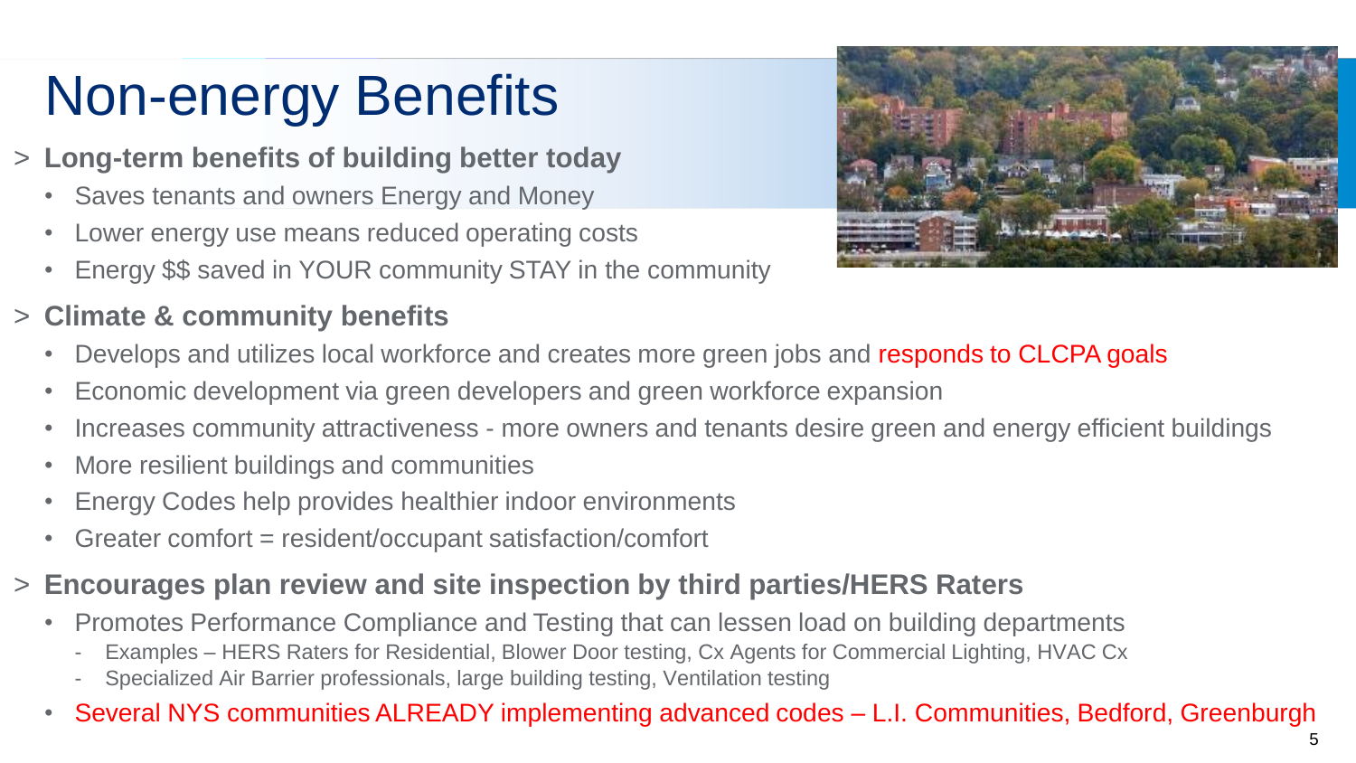# Non-energy Benefits

- **Long-term benefits of building better today**
  - Saves tenants and owners Energy and Money
  - Lower energy use means reduced operating costs
  - Energy $$ saved in YOUR community STAY in the community
- **Climate & community benefits**
  - Develops and utilizes local workforce and creates more green jobs and responds to CLCPA goals
  - Economic development via green developers and green workforce expansion
  - Increases community attractiveness - more owners and tenants desire green and energy efficient buildings
  - More resilient buildings and communities
  - Energy Codes help provides healthier indoor environments
  - Greater comfort = resident/occupant satisfaction/comfort
- **Encourages plan review and site inspection by third parties/HERS Raters**
  - Promotes Performance Compliance and Testing that can lessen load on building departments
    - Examples – HERS Raters for Residential, Blower Door testing, Cx Agents for Commercial Lighting, HVAC Cx
    - Specialized Air Barrier professionals, large building testing, Ventilation testing
  - Several NYS communities ALREADY implementing advanced codes – L.I. Communities, Bedford, Greenburgh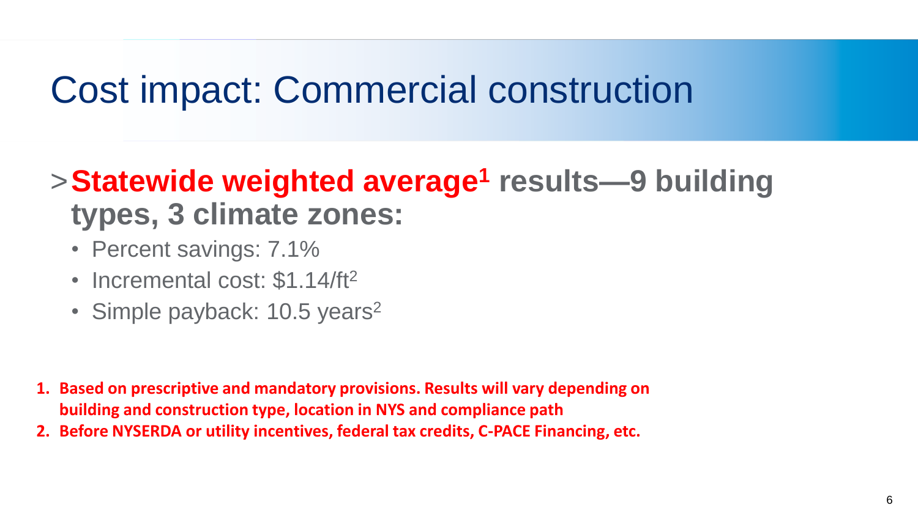# Cost impact: Commercial construction

> **Statewide weighted average[1] results—9 building types, 3 climate zones:**

- Percent savings: 7.1%
- Incremental cost: $1.14/ft^2$
- Simple payback: 10.5 years[2]

1. **Based on prescriptive and mandatory provisions. Results will vary depending on building and construction type, location in NYS and compliance path**
2. **Before NYSERDA or utility incentives, federal tax credits, C-PACE Financing, etc.**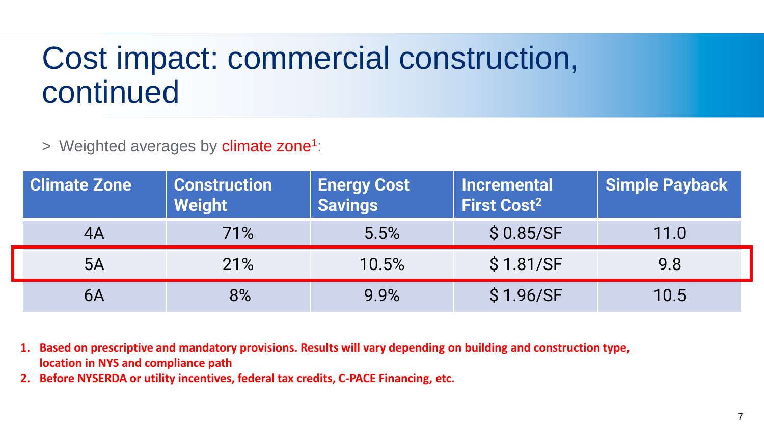# Cost impact: commercial construction, continued

> Weighted averages by climate zone[1]:

| Climate Zone | Construction Weight | Energy Cost Savings | Incremental First Cost[2] | Simple Payback |
|---|---|---|---|---|
| 4A | 71% | 5.5% | $ 0.85/SF | 11.0 |
| 5A | 21% | 10.5% | $ 1.81/SF | 9.8 |
| 6A | 8% | 9.9% | $ 1.96/SF | 10.5 |

1. **Based on prescriptive and mandatory provisions. Results will vary depending on building and construction type, location in NYS and compliance path**
2. **Before NYSERDA or utility incentives, federal tax credits, C-PACE Financing, etc.**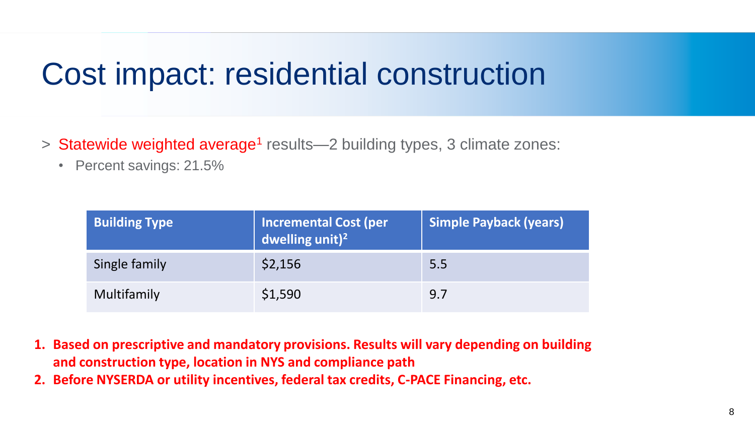# Cost impact: residential construction

> Statewide weighted average[1] results—2 building types, 3 climate zones:

- Percent savings: 21.5%

| Building Type | Incremental Cost (per dwelling unit)[2] | Simple Payback (years) |
|---|---|---|
| Single family | $2,156 | 5.5 |
| Multifamily | $1,590 | 9.7 |

1. **Based on prescriptive and mandatory provisions. Results will vary depending on building and construction type, location in NYS and compliance path**
2. **Before NYSERDA or utility incentives, federal tax credits, C-PACE Financing, etc.**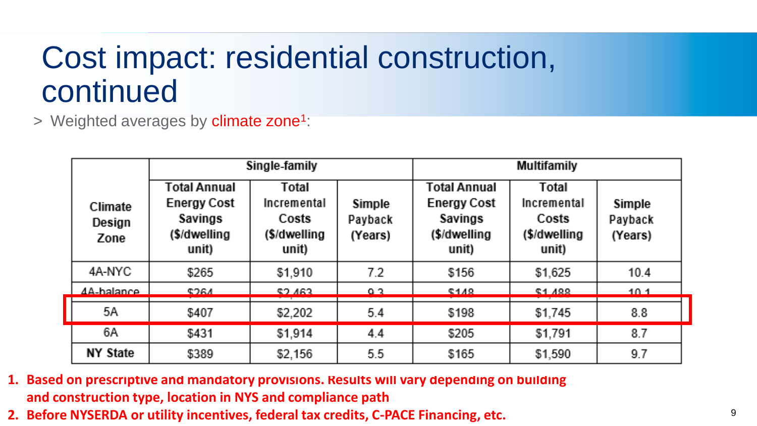# Cost impact: residential construction, continued

> Weighted averages by climate zone[1]:

| Climate Design Zone | Single-family | | | Multifamily | | |
|---|---|---|---|---|---|---|
| | Total Annual Energy Cost Savings ($/dwelling unit) | Total Incremental Costs ($/dwelling unit) | Simple Payback (Years) | Total Annual Energy Cost Savings ($/dwelling unit) | Total Incremental Costs ($/dwelling unit) | Simple Payback (Years) |
| 4A-NYC | $265 | $1,910 | 7.2 | $156 | $1,625 | 10.4 |
| 4A-balance | $264 | $2,463 | 9.3 | $148 | $1,488 | 10.1 |
| 5A | $407 | $2,202 | 5.4 | $198 | $1,745 | 8.8 |
| 6A | $431 | $1,914 | 4.4 | $205 | $1,791 | 8.7 |
| **NY State** | $389 | $2,156 | 5.5 | $165 | $1,590 | 9.7 |

1. **Based on prescriptive and mandatory provisions. Results will vary depending on building and construction type, location in NYS and compliance path**
2. **Before NYSERDA or utility incentives, federal tax credits, C-PACE Financing, etc.**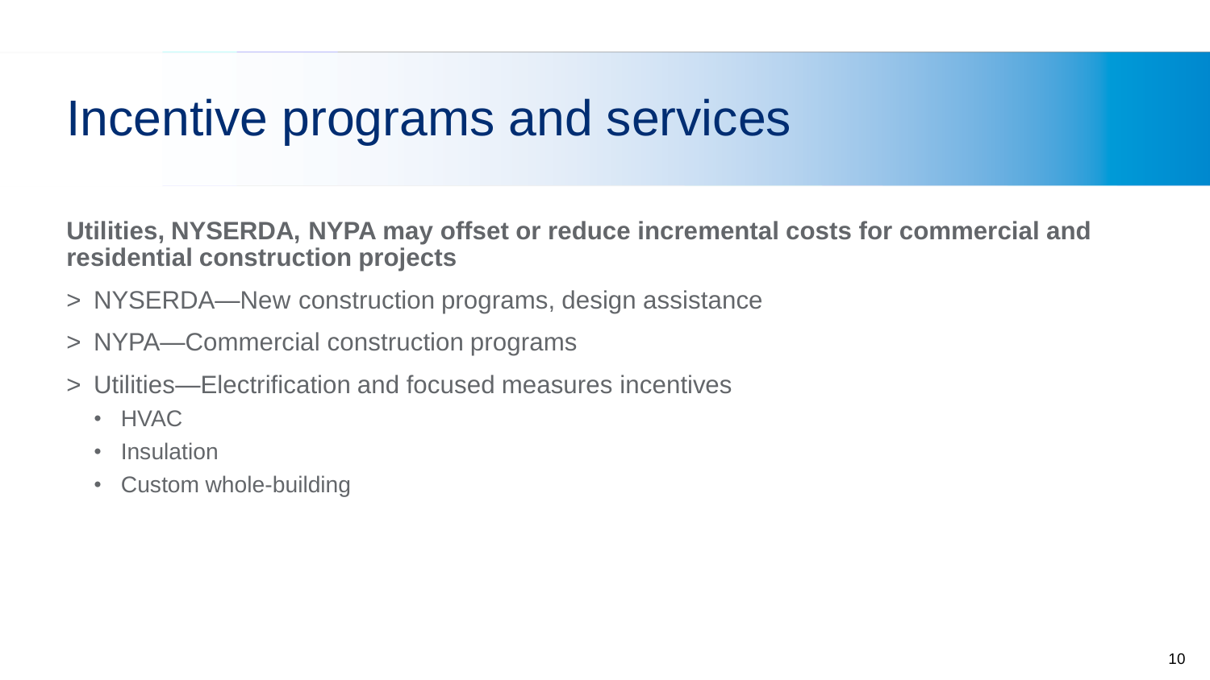# Incentive programs and services

**Utilities, NYSERDA, NYPA may offset or reduce incremental costs for commercial and residential construction projects**

> NYSERDA—New construction programs, design assistance

> NYPA—Commercial construction programs

> Utilities—Electrification and focused measures incentives

- HVAC
- Insulation
- Custom whole-building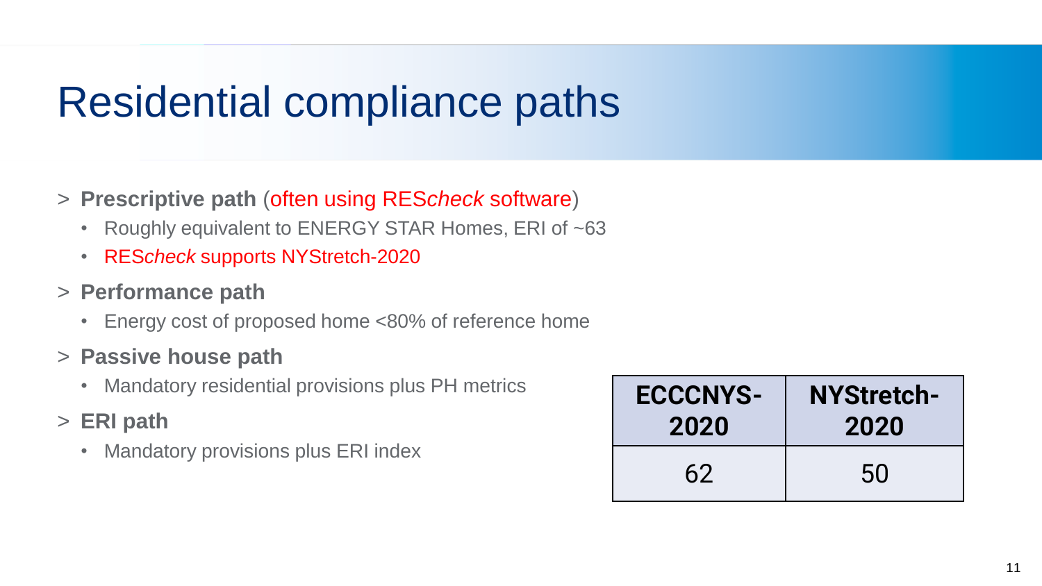# Residential compliance paths

- **Prescriptive path** (often using RES*check* software)
  - Roughly equivalent to ENERGY STAR Homes, ERI of ~63
  - RES*check* supports NYStretch-2020
- **Performance path**
  - Energy cost of proposed home <80% of reference home
- **Passive house path**
  - Mandatory residential provisions plus PH metrics
- **ERI path**
  - Mandatory provisions plus ERI index

| ECCCNYS-2020 | NYStretch-2020 |
|---|---|
| 62 | 50 |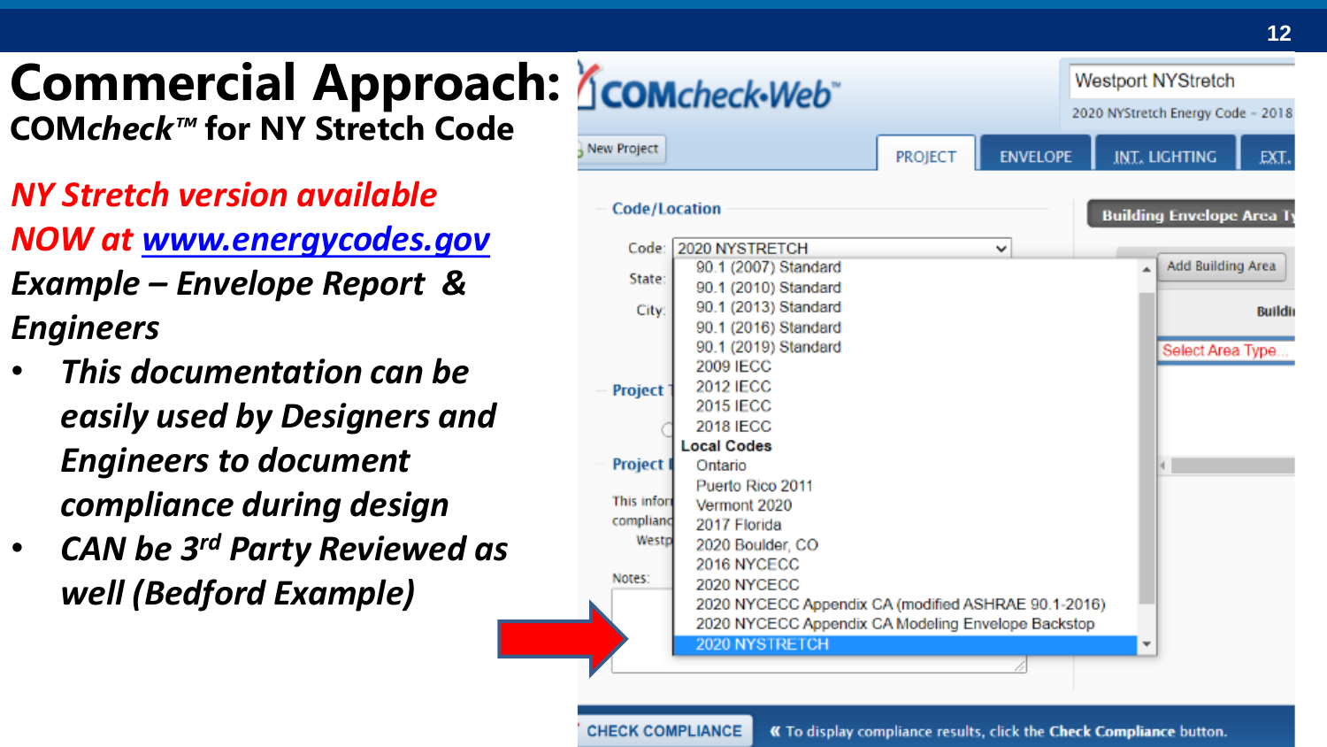# Commercial Approach:

## COM*check*™ for NY Stretch Code

***NY Stretch version available NOW at [www.energycodes.gov](http://www.energycodes.gov)***

***Example – Envelope Report & Engineers***

- ***This documentation can be easily used by Designers and Engineers to document compliance during design***
- ***CAN be 3rd Party Reviewed as well (Bedford Example)***

COMcheck-Web™

Westport NYStretch

2020 NYStretch Energy Code - 2018

New Project | PROJECT | ENVELOPE | INT. LIGHTING | EXT.

Code/Location

Code: 2020 NYSTRETCH

State:

City:

Project

Project

This infor... complianc... Westp...

Notes:

- 90.1 (2007) Standard
- 90.1 (2010) Standard
- 90.1 (2013) Standard
- 90.1 (2016) Standard
- 90.1 (2019) Standard
- 2009 IECC
- 2012 IECC
- 2015 IECC
- 2018 IECC
- **Local Codes**
- Ontario
- Puerto Rico 2011
- Vermont 2020
- 2017 Florida
- 2020 Boulder, CO
- 2016 NYCECC
- 2020 NYCECC
- 2020 NYCECC Appendix CA (modified ASHRAE 90.1-2016)
- 2020 NYCECC Appendix CA Modeling Envelope Backstop
- 2020 NYSTRETCH

Building Envelope Area Ty...

Add Building Area

Buildi...

Select Area Type...

CHECK COMPLIANCE

« To display compliance results, click the **Check Compliance** button.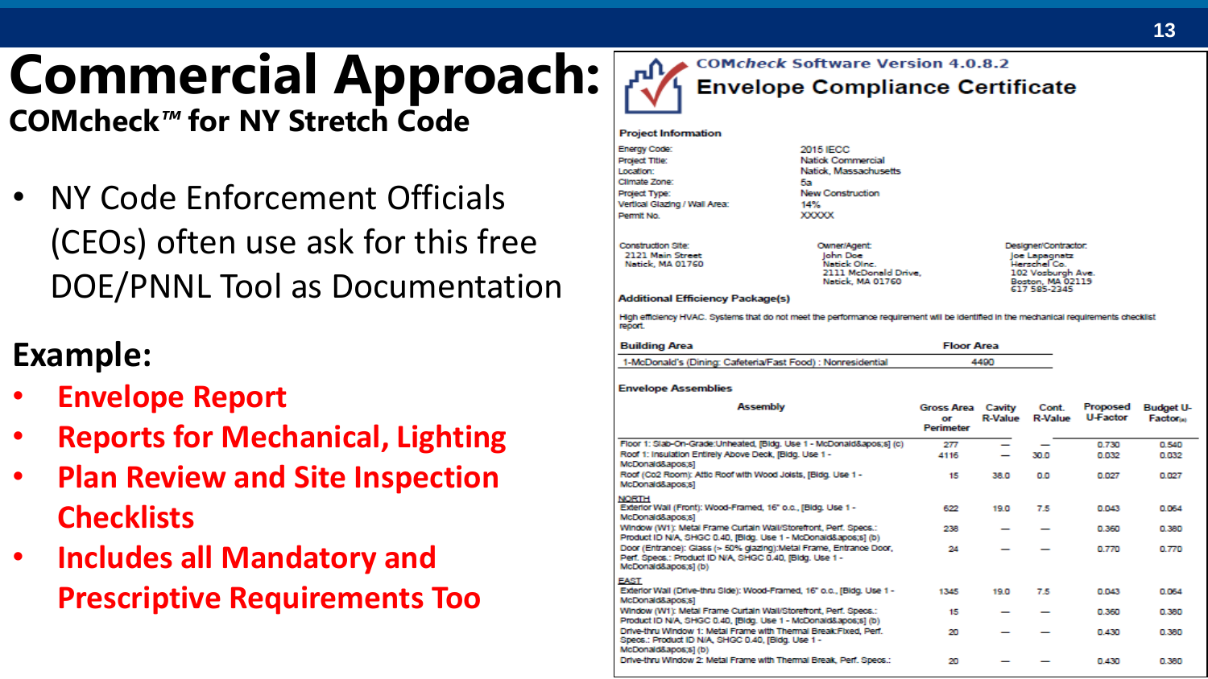# Commercial Approach:

## COMcheck™ for NY Stretch Code

- NY Code Enforcement Officials (CEOs) often use ask for this free DOE/PNNL Tool as Documentation

### Example:

- **Envelope Report**
- **Reports for Mechanical, Lighting**
- **Plan Review and Site Inspection Checklists**
- **Includes all Mandatory and Prescriptive Requirements Too**

---

**COMcheck Software Version 4.0.8.2**

**Envelope Compliance Certificate**

**Project Information**

Energy Code: 2015 IECC
Project Title: Natick Commercial
Location: Natick, Massachusetts
Climate Zone: 5a
Project Type: New Construction
Vertical Glazing / Wall Area: 14%
Permit No. XXXXX

Construction Site:
2121 Main Street
Natick, MA 01760

Owner/Agent:
John Doe
Natick Oinc.
2111 McDonald Drive,
Natick, MA 01760

Designer/Contractor:
Joe Lapagnetz
Herschel Co.
102 Vosburgh Ave.
Boston, MA 02119
617 585-2345

**Additional Efficiency Package(s)**

High efficiency HVAC. Systems that do not meet the performance requirement will be identified in the mechanical requirements checklist report.

| Building Area | Floor Area |
|---|---|
| 1-McDonald's (Dining: Cafeteria/Fast Food) : Nonresidential | 4490 |

**Envelope Assemblies**

| Assembly | Gross Area or Perimeter | Cavity R-Value | Cont. R-Value | Proposed U-Factor | Budget U-Factor(a) |
|---|---|---|---|---|---|
| Floor 1: Slab-On-Grade:Unheated, [Bldg. Use 1 - McDonald&apos;s] (c) | 277 | --- | --- | 0.730 | 0.540 |
| Roof 1: Insulation Entirely Above Deck, [Bldg. Use 1 - McDonald&apos;s] | 4116 | --- | 30.0 | 0.032 | 0.032 |
| Roof (Co2 Room): Attic Roof with Wood Joists, [Bldg. Use 1 - McDonald&apos;s] | 15 | 38.0 | 0.0 | 0.027 | 0.027 |
| NORTH | | | | | |
| Exterior Wall (Front): Wood-Framed, 16" o.c., [Bldg. Use 1 - McDonald&apos;s] | 622 | 19.0 | 7.5 | 0.043 | 0.064 |
| Window (W1): Metal Frame Curtain Wall/Storefront, Perf. Specs.: Product ID N/A, SHGC 0.40, [Bldg. Use 1 - McDonald&apos;s] (b) | 238 | --- | --- | 0.360 | 0.380 |
| Door (Entrance): Glass (> 50% glazing):Metal Frame, Entrance Door, Perf. Specs.: Product ID N/A, SHGC 0.40, [Bldg. Use 1 - McDonald&apos;s] (b) | 24 | --- | --- | 0.770 | 0.770 |
| EAST | | | | | |
| Exterior Wall (Drive-thru Side): Wood-Framed, 16" o.c., [Bldg. Use 1 - McDonald&apos;s] | 1345 | 19.0 | 7.5 | 0.043 | 0.064 |
| Window (W1): Metal Frame Curtain Wall/Storefront, Perf. Specs.: Product ID N/A, SHGC 0.40, [Bldg. Use 1 - McDonald&apos;s] (b) | 15 | --- | --- | 0.360 | 0.380 |
| Drive-thru Window 1: Metal Frame with Thermal Break:Fixed, Perf. Specs.: Product ID N/A, SHGC 0.40, [Bldg. Use 1 - McDonald&apos;s] (b) | 20 | --- | --- | 0.430 | 0.380 |
| Drive-thru Window 2: Metal Frame with Thermal Break, Perf. Specs.: | 20 | --- | --- | 0.430 | 0.380 |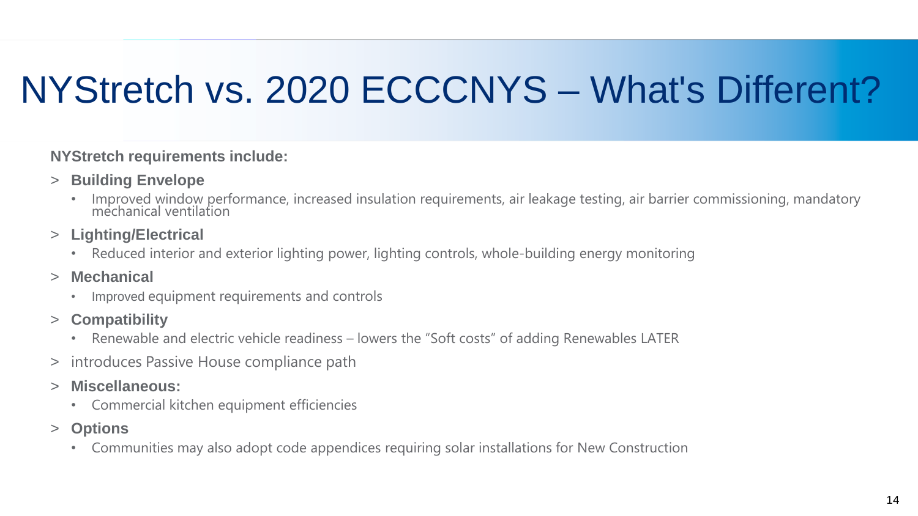# NYStretch vs. 2020 ECCCNYS – What's Different?

**NYStretch requirements include:**

- **Building Envelope**
  - Improved window performance, increased insulation requirements, air leakage testing, air barrier commissioning, mandatory mechanical ventilation
- **Lighting/Electrical**
  - Reduced interior and exterior lighting power, lighting controls, whole-building energy monitoring
- **Mechanical**
  - Improved equipment requirements and controls
- **Compatibility**
  - Renewable and electric vehicle readiness – lowers the "Soft costs" of adding Renewables LATER
- introduces Passive House compliance path
- **Miscellaneous:**
  - Commercial kitchen equipment efficiencies
- **Options**
  - Communities may also adopt code appendices requiring solar installations for New Construction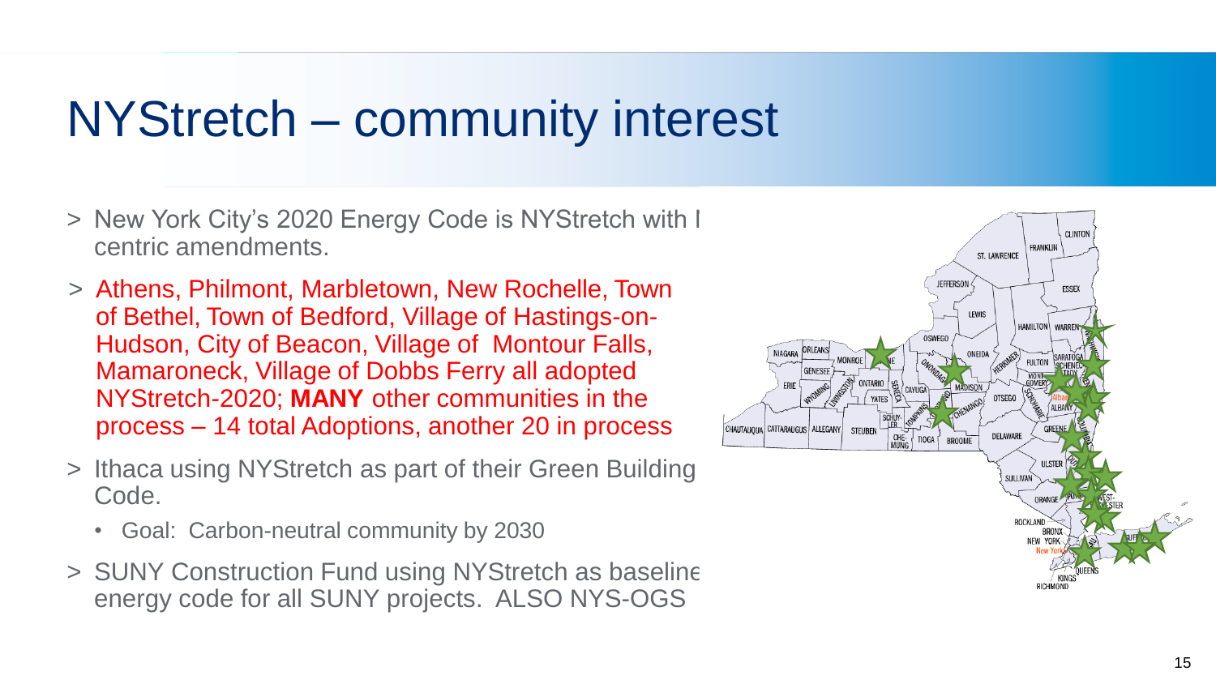# NYStretch – community interest

- New York City's 2020 Energy Code is NYStretch with l centric amendments.
- Athens, Philmont, Marbletown, New Rochelle, Town of Bethel, Town of Bedford, Village of Hastings-on-Hudson, City of Beacon, Village of Montour Falls, Mamaroneck, Village of Dobbs Ferry all adopted NYStretch-2020; **MANY** other communities in the process – 14 total Adoptions, another 20 in process
- Ithaca using NYStretch as part of their Green Building Code.
  - Goal: Carbon-neutral community by 2030
- SUNY Construction Fund using NYStretch as baseline energy code for all SUNY projects. ALSO NYS-OGS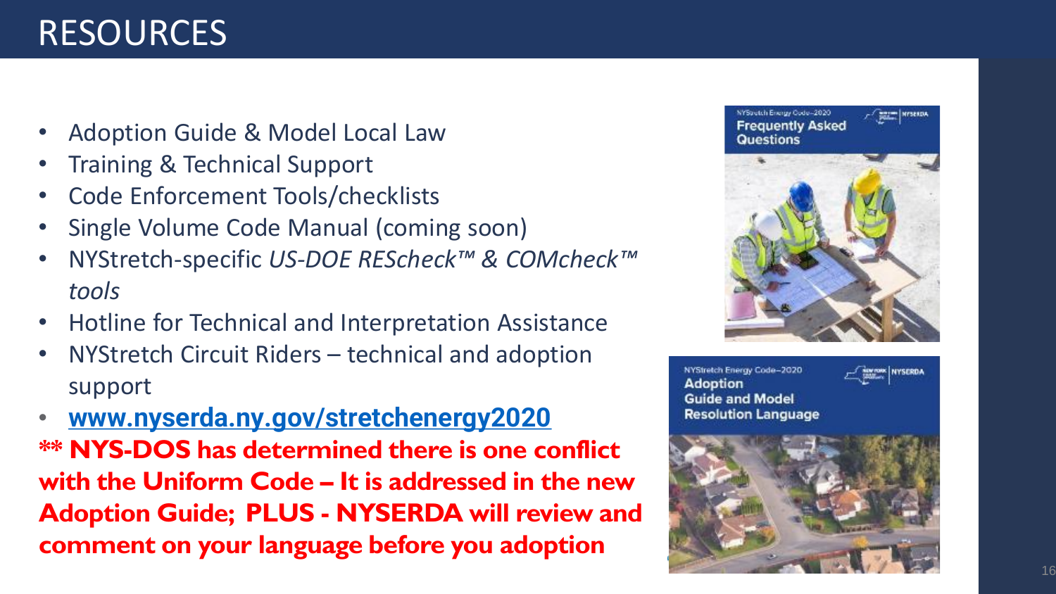# RESOURCES

- Adoption Guide & Model Local Law
- Training & Technical Support
- Code Enforcement Tools/checklists
- Single Volume Code Manual (coming soon)
- NYStretch-specific *US-DOE REScheck™ & COMcheck™ tools*
- Hotline for Technical and Interpretation Assistance
- NYStretch Circuit Riders – technical and adoption support
- **www.nyserda.ny.gov/stretchenergy2020**

**** NYS-DOS has determined there is one conflict with the Uniform Code – It is addressed in the new Adoption Guide; PLUS - NYSERDA will review and comment on your language before you adoption**

NYStretch Energy Code–2020
Frequently Asked Questions

NYStretch Energy Code–2020
Adoption Guide and Model Resolution Language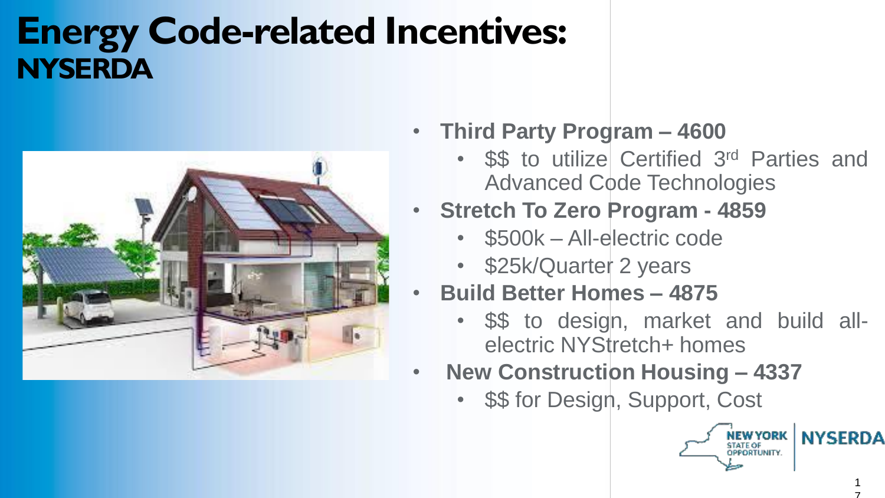# Energy Code-related Incentives:
## NYSERDA

- **Third Party Program – 4600**
  - $$ to utilize Certified 3rd Parties and Advanced Code Technologies
- **Stretch To Zero Program - 4859**
  - $500k – All-electric code
  - $25k/Quarter 2 years
- **Build Better Homes – 4875**
  - $$ to design, market and build all-electric NYStretch+ homes
- **New Construction Housing – 4337**
  - $$ for Design, Support, Cost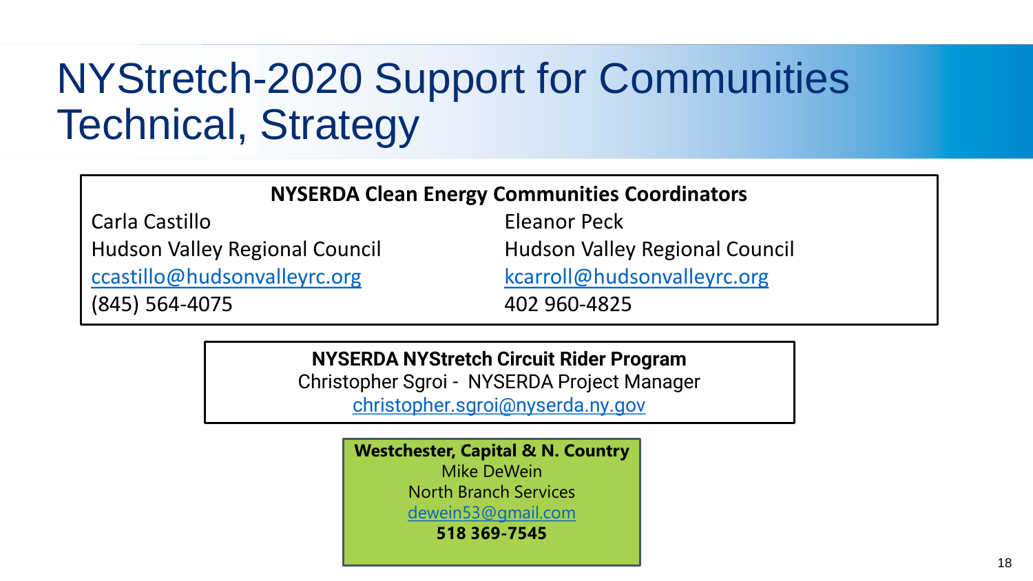# NYStretch-2020 Support for Communities Technical, Strategy

**NYSERDA Clean Energy Communities Coordinators**

| | |
|---|---|
| Carla Castillo | Eleanor Peck |
| Hudson Valley Regional Council | Hudson Valley Regional Council |
| ccastillo@hudsonvalleyrc.org | kcarroll@hudsonvalleyrc.org |
| (845) 564-4075 | 402 960-4825 |

**NYSERDA NYStretch Circuit Rider Program**

Christopher Sgroi - NYSERDA Project Manager

christopher.sgroi@nyserda.ny.gov

**Westchester, Capital & N. Country**

Mike DeWein

North Branch Services

dewein53@gmail.com

**518 369-7545**